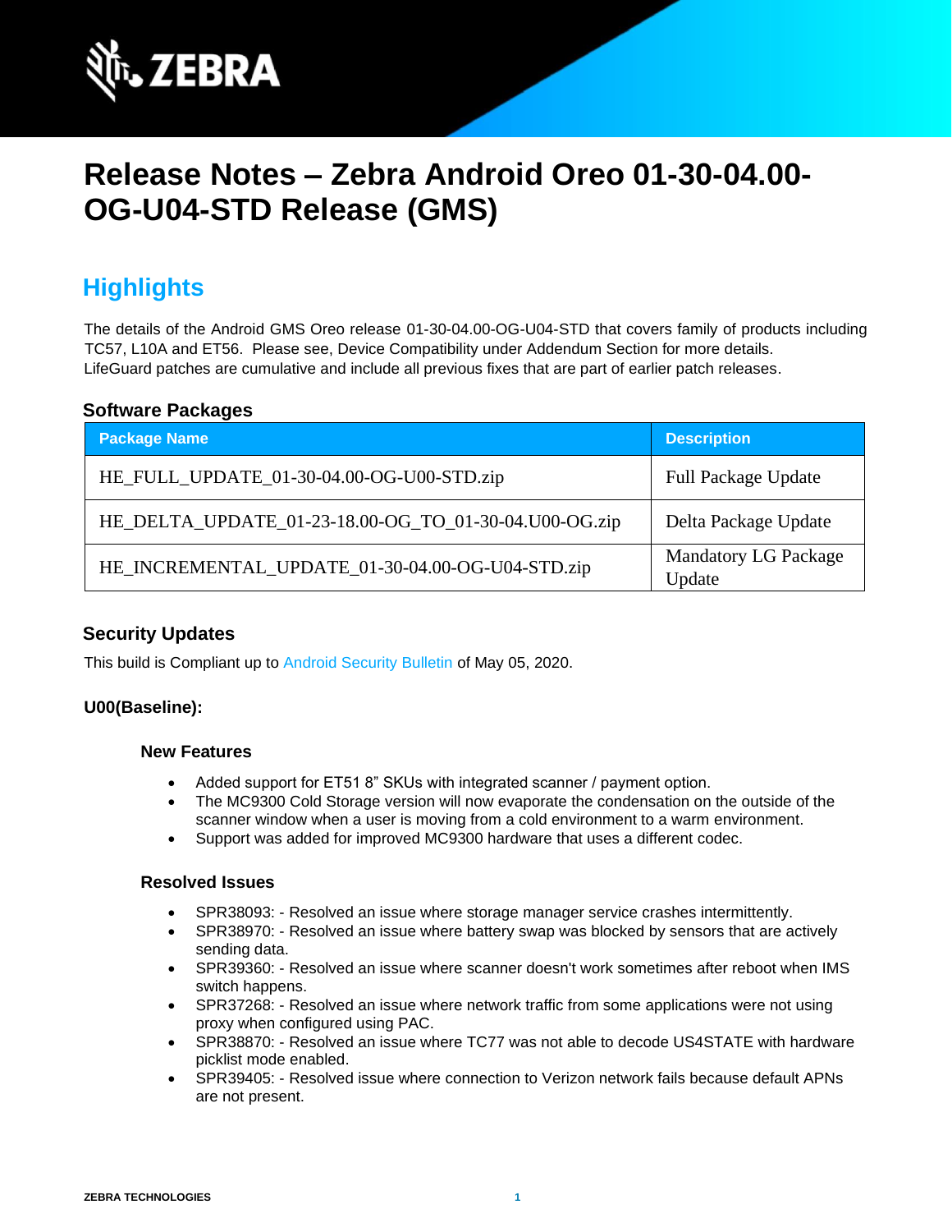# Release Notes – Zebra Android Oreo 01-30-04.00-OG-U04-STD Release (GMS)

## Highlights

The details of the Android GMS Oreo release 01-30-04.00-OG-U04-STD that covers family of products including TC57, L10A and ET56. Please see, Device Compatibility under Addendum Section for more details.
LifeGuard patches are cumulative and include all previous fixes that are part of earlier patch releases.

### Software Packages

| Package Name | Description |
|---|---|
| HE_FULL_UPDATE_01-30-04.00-OG-U00-STD.zip | Full Package Update |
| HE_DELTA_UPDATE_01-23-18.00-OG_TO_01-30-04.U00-OG.zip | Delta Package Update |
| HE_INCREMENTAL_UPDATE_01-30-04.00-OG-U04-STD.zip | Mandatory LG Package Update |

### Security Updates

This build is Compliant up to Android Security Bulletin of May 05, 2020.

**U00(Baseline):**

#### New Features

- Added support for ET51 8" SKUs with integrated scanner / payment option.
- The MC9300 Cold Storage version will now evaporate the condensation on the outside of the scanner window when a user is moving from a cold environment to a warm environment.
- Support was added for improved MC9300 hardware that uses a different codec.

#### Resolved Issues

- SPR38093: - Resolved an issue where storage manager service crashes intermittently.
- SPR38970: - Resolved an issue where battery swap was blocked by sensors that are actively sending data.
- SPR39360: - Resolved an issue where scanner doesn't work sometimes after reboot when IMS switch happens.
- SPR37268: - Resolved an issue where network traffic from some applications were not using proxy when configured using PAC.
- SPR38870: - Resolved an issue where TC77 was not able to decode US4STATE with hardware picklist mode enabled.
- SPR39405: - Resolved issue where connection to Verizon network fails because default APNs are not present.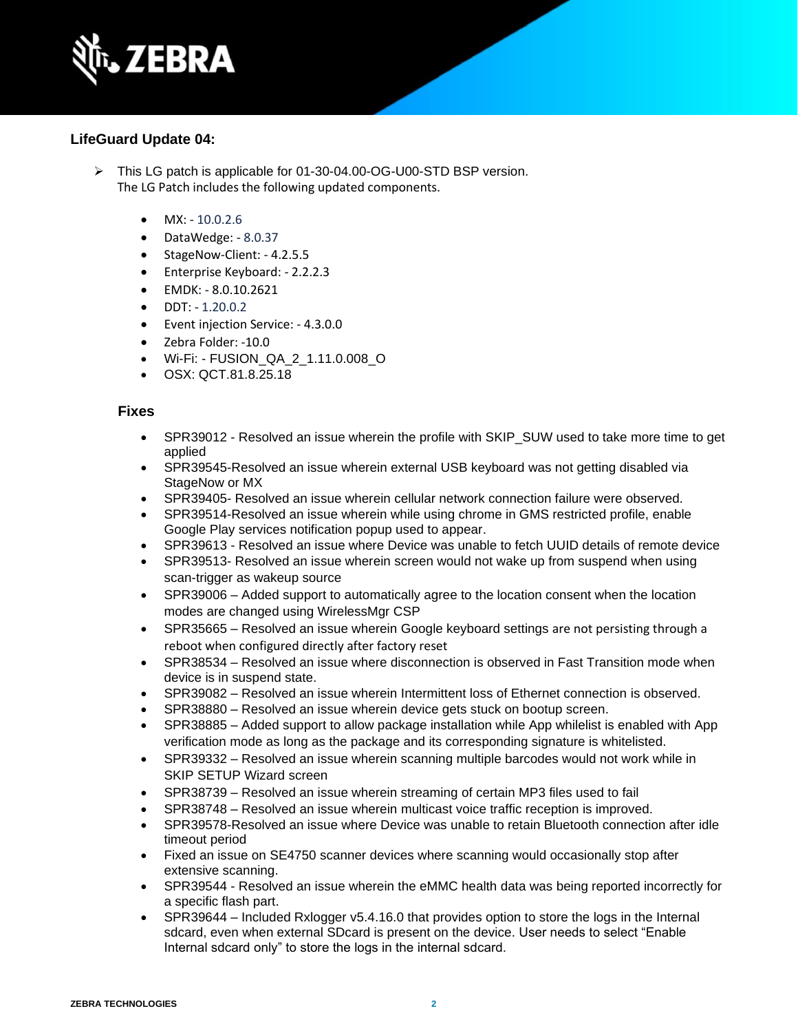### LifeGuard Update 04:

- This LG patch is applicable for 01-30-04.00-OG-U00-STD BSP version.
  The LG Patch includes the following updated components.

  - MX: - 10.0.2.6
  - DataWedge: - 8.0.37
  - StageNow-Client: - 4.2.5.5
  - Enterprise Keyboard: - 2.2.2.3
  - EMDK: - 8.0.10.2621
  - DDT: - 1.20.0.2
  - Event injection Service: - 4.3.0.0
  - Zebra Folder: -10.0
  - Wi-Fi: - FUSION_QA_2_1.11.0.008_O
  - OSX: QCT.81.8.25.18

#### Fixes

- SPR39012 - Resolved an issue wherein the profile with SKIP_SUW used to take more time to get applied
- SPR39545-Resolved an issue wherein external USB keyboard was not getting disabled via StageNow or MX
- SPR39405- Resolved an issue wherein cellular network connection failure were observed.
- SPR39514-Resolved an issue wherein while using chrome in GMS restricted profile, enable Google Play services notification popup used to appear.
- SPR39613 - Resolved an issue where Device was unable to fetch UUID details of remote device
- SPR39513- Resolved an issue wherein screen would not wake up from suspend when using scan-trigger as wakeup source
- SPR39006 – Added support to automatically agree to the location consent when the location modes are changed using WirelessMgr CSP
- SPR35665 – Resolved an issue wherein Google keyboard settings are not persisting through a reboot when configured directly after factory reset
- SPR38534 – Resolved an issue where disconnection is observed in Fast Transition mode when device is in suspend state.
- SPR39082 – Resolved an issue wherein Intermittent loss of Ethernet connection is observed.
- SPR38880 – Resolved an issue wherein device gets stuck on bootup screen.
- SPR38885 – Added support to allow package installation while App whilelist is enabled with App verification mode as long as the package and its corresponding signature is whitelisted.
- SPR39332 – Resolved an issue wherein scanning multiple barcodes would not work while in SKIP SETUP Wizard screen
- SPR38739 – Resolved an issue wherein streaming of certain MP3 files used to fail
- SPR38748 – Resolved an issue wherein multicast voice traffic reception is improved.
- SPR39578-Resolved an issue where Device was unable to retain Bluetooth connection after idle timeout period
- Fixed an issue on SE4750 scanner devices where scanning would occasionally stop after extensive scanning.
- SPR39544 - Resolved an issue wherein the eMMC health data was being reported incorrectly for a specific flash part.
- SPR39644 – Included Rxlogger v5.4.16.0 that provides option to store the logs in the Internal sdcard, even when external SDcard is present on the device. User needs to select “Enable Internal sdcard only” to store the logs in the internal sdcard.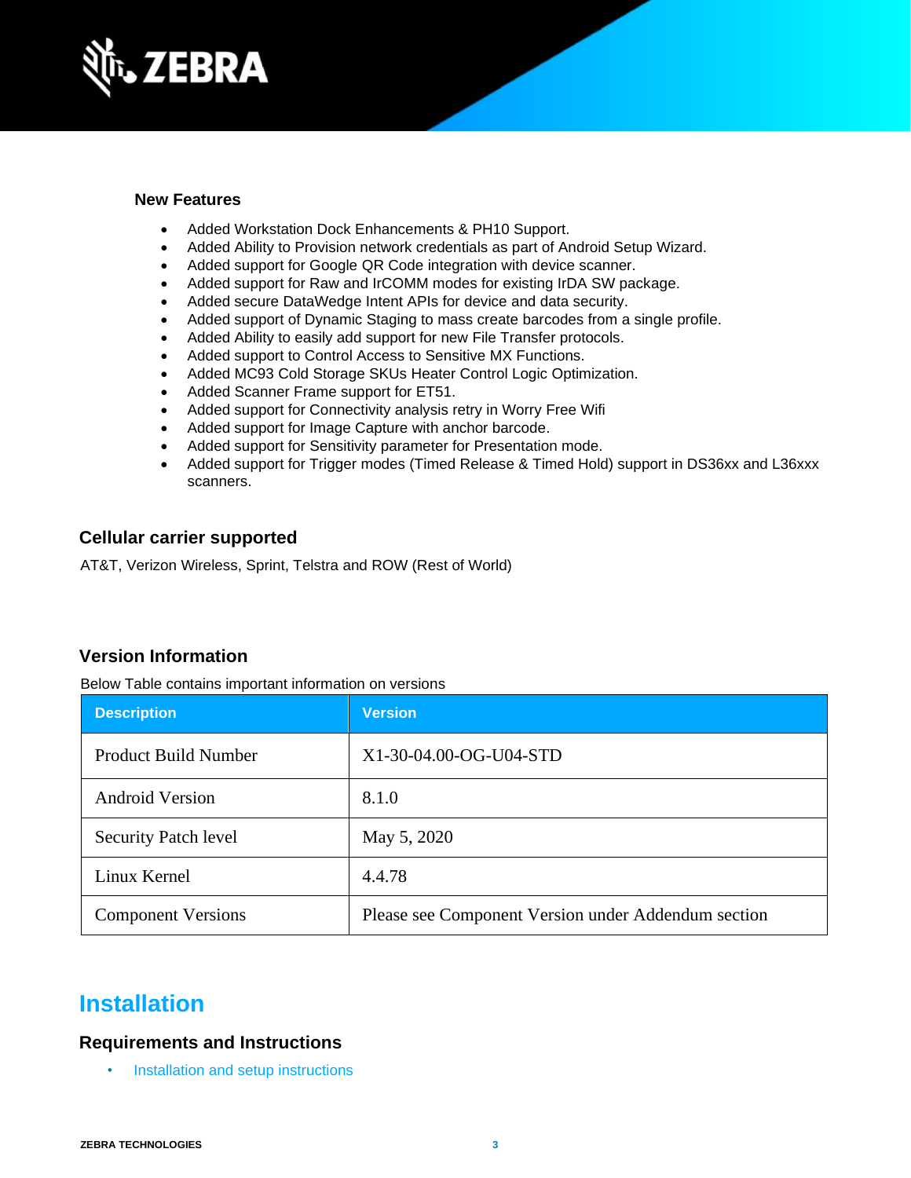### New Features

- Added Workstation Dock Enhancements & PH10 Support.
- Added Ability to Provision network credentials as part of Android Setup Wizard.
- Added support for Google QR Code integration with device scanner.
- Added support for Raw and IrCOMM modes for existing IrDA SW package.
- Added secure DataWedge Intent APIs for device and data security.
- Added support of Dynamic Staging to mass create barcodes from a single profile.
- Added Ability to easily add support for new File Transfer protocols.
- Added support to Control Access to Sensitive MX Functions.
- Added MC93 Cold Storage SKUs Heater Control Logic Optimization.
- Added Scanner Frame support for ET51.
- Added support for Connectivity analysis retry in Worry Free Wifi
- Added support for Image Capture with anchor barcode.
- Added support for Sensitivity parameter for Presentation mode.
- Added support for Trigger modes (Timed Release & Timed Hold) support in DS36xx and L36xxx scanners.

## Cellular carrier supported

AT&T, Verizon Wireless, Sprint, Telstra and ROW (Rest of World)

## Version Information

Below Table contains important information on versions

| Description | Version |
| --- | --- |
| Product Build Number | X1-30-04.00-OG-U04-STD |
| Android Version | 8.1.0 |
| Security Patch level | May 5, 2020 |
| Linux Kernel | 4.4.78 |
| Component Versions | Please see Component Version under Addendum section |

# Installation

## Requirements and Instructions

- Installation and setup instructions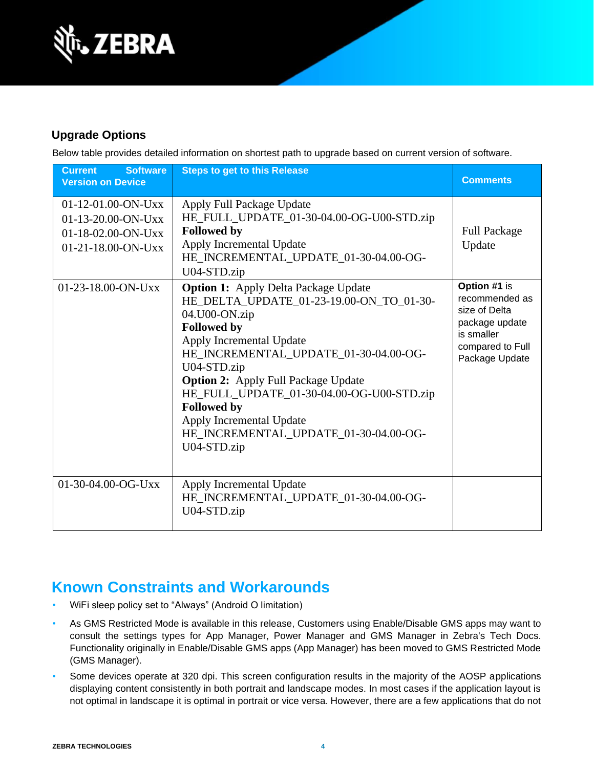### Upgrade Options

Below table provides detailed information on shortest path to upgrade based on current version of software.

| Current Software Version on Device | Steps to get to this Release | Comments |
|---|---|---|
| 01-12-01.00-ON-Uxx<br>01-13-20.00-ON-Uxx<br>01-18-02.00-ON-Uxx<br>01-21-18.00-ON-Uxx | Apply Full Package Update<br>HE_FULL_UPDATE_01-30-04.00-OG-U00-STD.zip<br>**Followed by**<br>Apply Incremental Update<br>HE_INCREMENTAL_UPDATE_01-30-04.00-OG-U04-STD.zip | Full Package Update |
| 01-23-18.00-ON-Uxx | **Option 1:** Apply Delta Package Update<br>HE_DELTA_UPDATE_01-23-19.00-ON_TO_01-30-04.U00-ON.zip<br>**Followed by**<br>Apply Incremental Update<br>HE_INCREMENTAL_UPDATE_01-30-04.00-OG-U04-STD.zip<br>**Option 2:** Apply Full Package Update<br>HE_FULL_UPDATE_01-30-04.00-OG-U00-STD.zip<br>**Followed by**<br>Apply Incremental Update<br>HE_INCREMENTAL_UPDATE_01-30-04.00-OG-U04-STD.zip | **Option #1** is recommended as size of Delta package update is smaller compared to Full Package Update |
| 01-30-04.00-OG-Uxx | Apply Incremental Update<br>HE_INCREMENTAL_UPDATE_01-30-04.00-OG-U04-STD.zip | |

## Known Constraints and Workarounds

- WiFi sleep policy set to "Always" (Android O limitation)
- As GMS Restricted Mode is available in this release, Customers using Enable/Disable GMS apps may want to consult the settings types for App Manager, Power Manager and GMS Manager in Zebra's Tech Docs. Functionality originally in Enable/Disable GMS apps (App Manager) has been moved to GMS Restricted Mode (GMS Manager).
- Some devices operate at 320 dpi. This screen configuration results in the majority of the AOSP applications displaying content consistently in both portrait and landscape modes. In most cases if the application layout is not optimal in landscape it is optimal in portrait or vice versa. However, there are a few applications that do not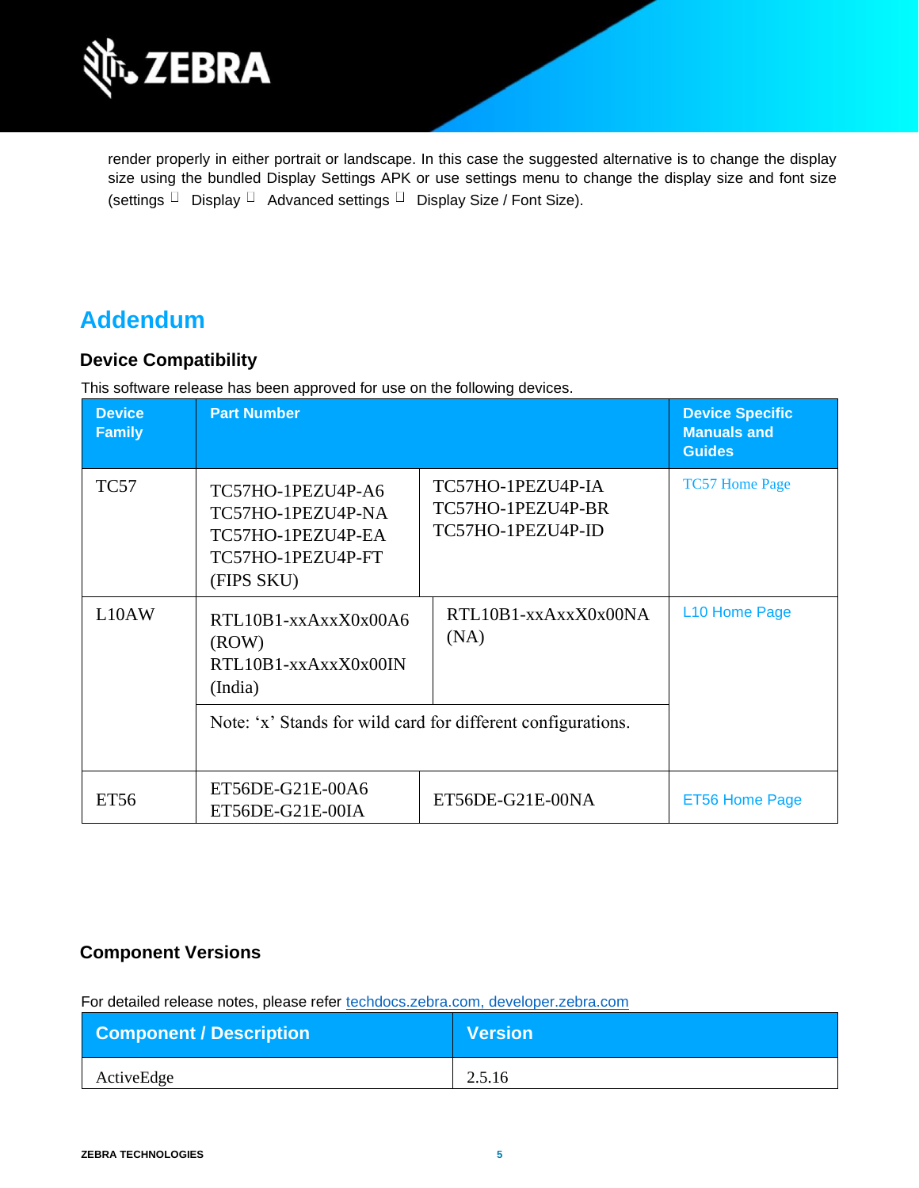render properly in either portrait or landscape. In this case the suggested alternative is to change the display size using the bundled Display Settings APK or use settings menu to change the display size and font size (settings → Display → Advanced settings → Display Size / Font Size).

# Addendum

## Device Compatibility

This software release has been approved for use on the following devices.

| Device Family | Part Number | | Device Specific Manuals and Guides |
|---|---|---|---|
| TC57 | TC57HO-1PEZU4P-A6<br>TC57HO-1PEZU4P-NA<br>TC57HO-1PEZU4P-EA<br>TC57HO-1PEZU4P-FT (FIPS SKU) | TC57HO-1PEZU4P-IA<br>TC57HO-1PEZU4P-BR<br>TC57HO-1PEZU4P-ID | TC57 Home Page |
| L10AW | RTL10B1-xxAxxX0x00A6 (ROW)<br>RTL10B1-xxAxxX0x00IN (India) | RTL10B1-xxAxxX0x00NA (NA) | L10 Home Page |
| | Note: 'x' Stands for wild card for different configurations. | | |
| ET56 | ET56DE-G21E-00A6<br>ET56DE-G21E-00IA | ET56DE-G21E-00NA | ET56 Home Page |

## Component Versions

For detailed release notes, please refer techdocs.zebra.com, developer.zebra.com

| Component / Description | Version |
|---|---|
| ActiveEdge | 2.5.16 |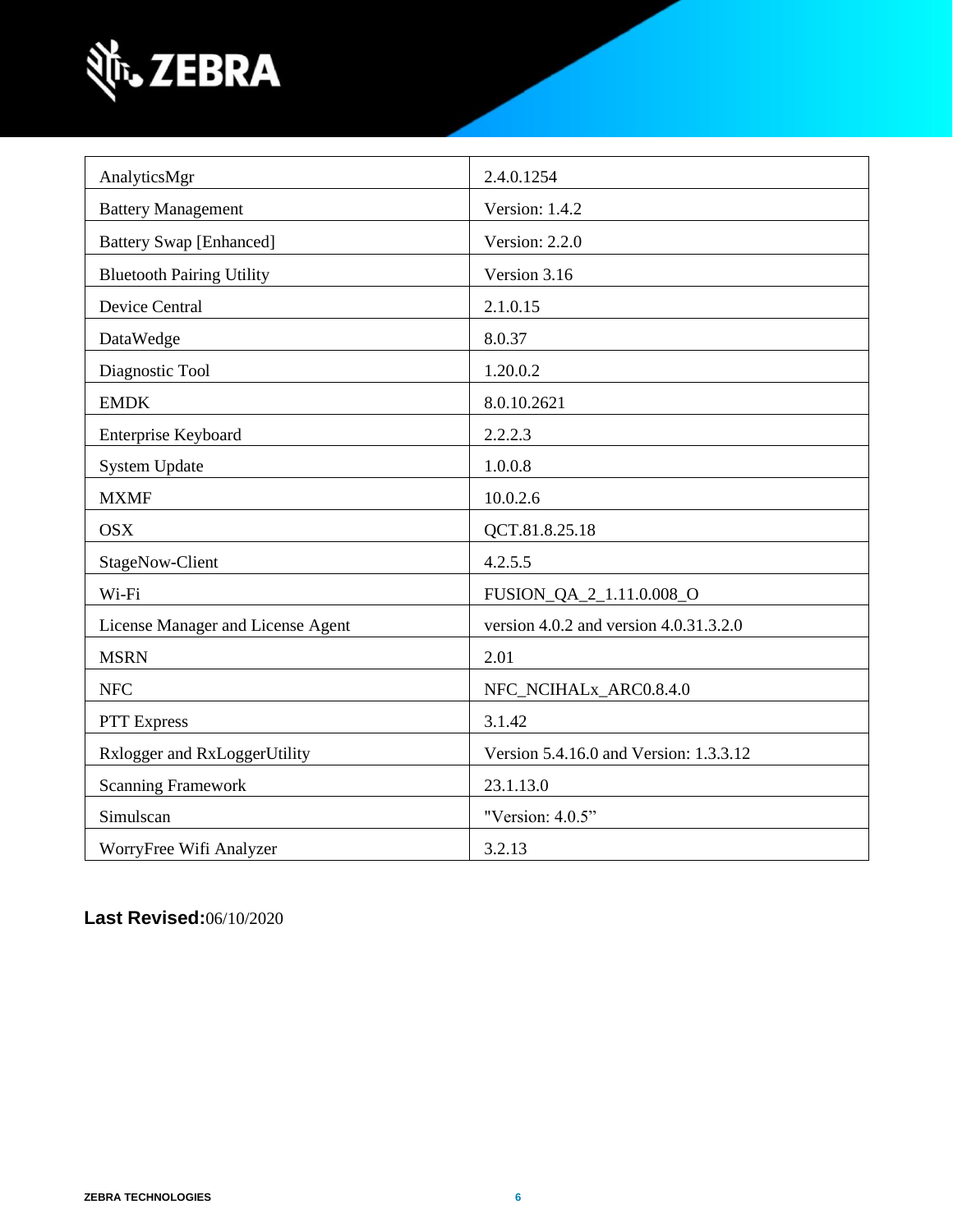| | |
|---|---|
| AnalyticsMgr | 2.4.0.1254 |
| Battery Management | Version: 1.4.2 |
| Battery Swap [Enhanced] | Version: 2.2.0 |
| Bluetooth Pairing Utility | Version 3.16 |
| Device Central | 2.1.0.15 |
| DataWedge | 8.0.37 |
| Diagnostic Tool | 1.20.0.2 |
| EMDK | 8.0.10.2621 |
| Enterprise Keyboard | 2.2.2.3 |
| System Update | 1.0.0.8 |
| MXMF | 10.0.2.6 |
| OSX | QCT.81.8.25.18 |
| StageNow-Client | 4.2.5.5 |
| Wi-Fi | FUSION_QA_2_1.11.0.008_O |
| License Manager and License Agent | version 4.0.2 and version 4.0.31.3.2.0 |
| MSRN | 2.01 |
| NFC | NFC_NCIHALx_ARC0.8.4.0 |
| PTT Express | 3.1.42 |
| Rxlogger and RxLoggerUtility | Version 5.4.16.0 and Version: 1.3.3.12 |
| Scanning Framework | 23.1.13.0 |
| Simulscan | "Version: 4.0.5” |
| WorryFree Wifi Analyzer | 3.2.13 |

**Last Revised:**06/10/2020